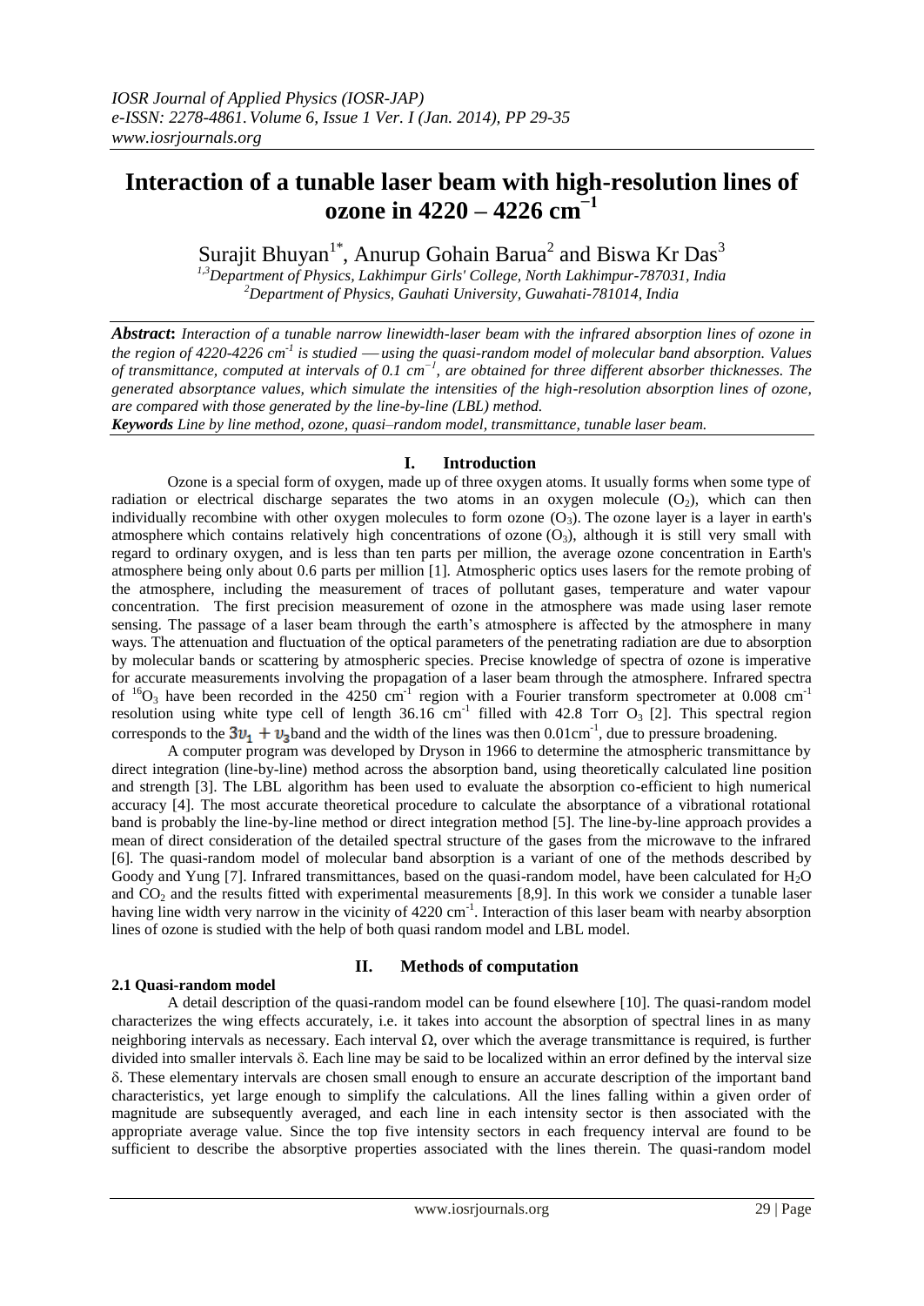# Interaction of a tunable laser beam with high-resolution lines of ozone in 4220 – 4226 cm$^{-1}$

Surajit Bhuyan[1*], Anurup Gohain Barua[2] and Biswa Kr Das[3]

[1,3]Department of Physics, Lakhimpur Girls' College, North Lakhimpur-787031, India
[2]Department of Physics, Gauhati University, Guwahati-781014, India

***Abstract*:** *Interaction of a tunable narrow linewidth-laser beam with the infrared absorption lines of ozone in the region of 4220-4226 cm$^{-1}$ is studied —using the quasi-random model of molecular band absorption. Values of transmittance, computed at intervals of 0.1 cm$^{-1}$, are obtained for three different absorber thicknesses. The generated absorptance values, which simulate the intensities of the high-resolution absorption lines of ozone, are compared with those generated by the line-by-line (LBL) method.*

***Keywords*** *Line by line method, ozone, quasi–random model, transmittance, tunable laser beam.*

## I. Introduction

Ozone is a special form of oxygen, made up of three oxygen atoms. It usually forms when some type of radiation or electrical discharge separates the two atoms in an oxygen molecule ($O_2$), which can then individually recombine with other oxygen molecules to form ozone ($O_3$). The ozone layer is a layer in earth's atmosphere which contains relatively high concentrations of ozone ($O_3$), although it is still very small with regard to ordinary oxygen, and is less than ten parts per million, the average ozone concentration in Earth's atmosphere being only about 0.6 parts per million [1]. Atmospheric optics uses lasers for the remote probing of the atmosphere, including the measurement of traces of pollutant gases, temperature and water vapour concentration. The first precision measurement of ozone in the atmosphere was made using laser remote sensing. The passage of a laser beam through the earth's atmosphere is affected by the atmosphere in many ways. The attenuation and fluctuation of the optical parameters of the penetrating radiation are due to absorption by molecular bands or scattering by atmospheric species. Precise knowledge of spectra of ozone is imperative for accurate measurements involving the propagation of a laser beam through the atmosphere. Infrared spectra of $^{16}O_3$ have been recorded in the 4250 cm$^{-1}$ region with a Fourier transform spectrometer at 0.008 cm$^{-1}$ resolution using white type cell of length 36.16 cm$^{-1}$ filled with 42.8 Torr $O_3$ [2]. This spectral region corresponds to the $3\upsilon_1 + \upsilon_3$ band and the width of the lines was then 0.01cm$^{-1}$, due to pressure broadening.

A computer program was developed by Dryson in 1966 to determine the atmospheric transmittance by direct integration (line-by-line) method across the absorption band, using theoretically calculated line position and strength [3]. The LBL algorithm has been used to evaluate the absorption co-efficient to high numerical accuracy [4]. The most accurate theoretical procedure to calculate the absorptance of a vibrational rotational band is probably the line-by-line method or direct integration method [5]. The line-by-line approach provides a mean of direct consideration of the detailed spectral structure of the gases from the microwave to the infrared [6]. The quasi-random model of molecular band absorption is a variant of one of the methods described by Goody and Yung [7]. Infrared transmittances, based on the quasi-random model, have been calculated for $H_2O$ and $CO_2$ and the results fitted with experimental measurements [8,9]. In this work we consider a tunable laser having line width very narrow in the vicinity of 4220 cm$^{-1}$. Interaction of this laser beam with nearby absorption lines of ozone is studied with the help of both quasi random model and LBL model.

## II. Methods of computation

### 2.1 Quasi-random model

A detail description of the quasi-random model can be found elsewhere [10]. The quasi-random model characterizes the wing effects accurately, i.e. it takes into account the absorption of spectral lines in as many neighboring intervals as necessary. Each interval Ω, over which the average transmittance is required, is further divided into smaller intervals δ. Each line may be said to be localized within an error defined by the interval size δ. These elementary intervals are chosen small enough to ensure an accurate description of the important band characteristics, yet large enough to simplify the calculations. All the lines falling within a given order of magnitude are subsequently averaged, and each line in each intensity sector is then associated with the appropriate average value. Since the top five intensity sectors in each frequency interval are found to be sufficient to describe the absorptive properties associated with the lines therein. The quasi-random model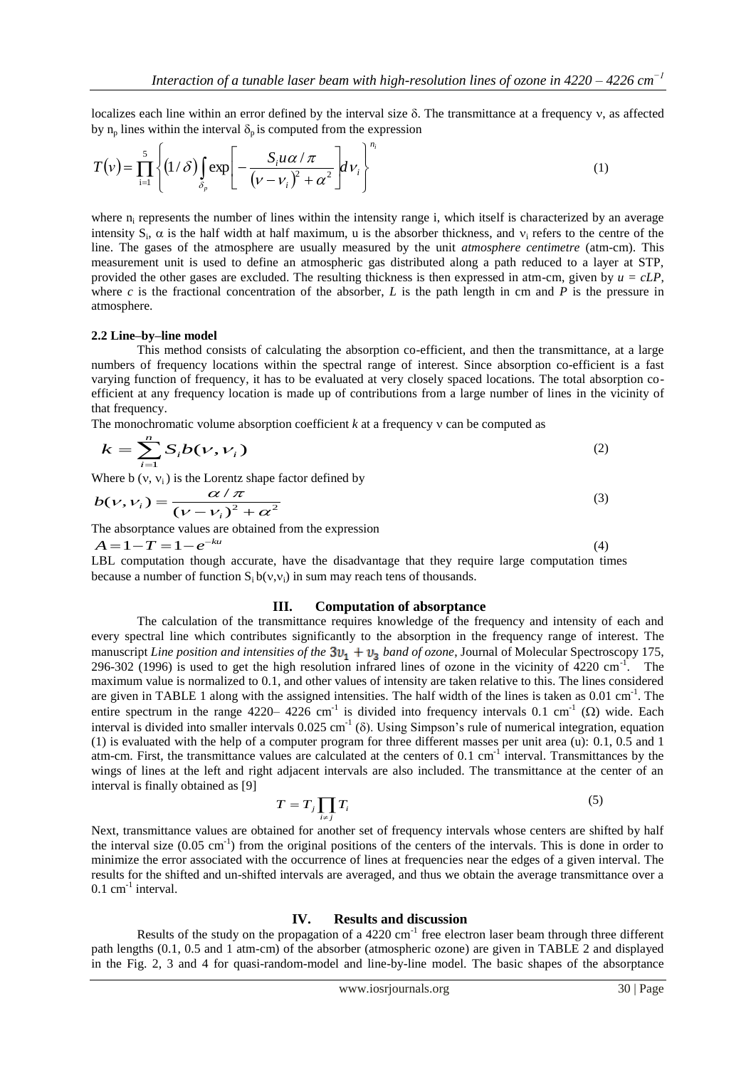localizes each line within an error defined by the interval size $\delta$. The transmittance at a frequency $\nu$, as affected by $n_p$ lines within the interval $\delta_p$ is computed from the expression

$$T(\nu) = \prod_{i=1}^{5} \left\{ (1/\delta) \int_{\delta_p} \exp\left[ -\frac{S_i u \alpha / \pi}{(\nu - \nu_i)^2 + \alpha^2} \right] d\nu_i \right\}^{n_i} \tag{1}$$

where $n_i$ represents the number of lines within the intensity range i, which itself is characterized by an average intensity $S_i$, $\alpha$ is the half width at half maximum, u is the absorber thickness, and $\nu_i$ refers to the centre of the line. The gases of the atmosphere are usually measured by the unit *atmosphere centimetre* (atm-cm). This measurement unit is used to define an atmospheric gas distributed along a path reduced to a layer at STP, provided the other gases are excluded. The resulting thickness is then expressed in atm-cm, given by $u = cLP$, where $c$ is the fractional concentration of the absorber, $L$ is the path length in cm and $P$ is the pressure in atmosphere.

### 2.2 Line–by–line model

This method consists of calculating the absorption co-efficient, and then the transmittance, at a large numbers of frequency locations within the spectral range of interest. Since absorption co-efficient is a fast varying function of frequency, it has to be evaluated at very closely spaced locations. The total absorption co-efficient at any frequency location is made up of contributions from a large number of lines in the vicinity of that frequency.

The monochromatic volume absorption coefficient $k$ at a frequency $\nu$ can be computed as

$$k = \sum_{i=1}^{n} S_i b(\nu, \nu_i) \tag{2}$$

Where b ($\nu$, $\nu_i$) is the Lorentz shape factor defined by

$$b(\nu, \nu_i) = \frac{\alpha / \pi}{(\nu - \nu_i)^2 + \alpha^2} \tag{3}$$

The absorptance values are obtained from the expression

$$A = 1 - T = 1 - e^{-ku} \tag{4}$$

LBL computation though accurate, have the disadvantage that they require large computation times because a number of function $S_i\, b(\nu,\nu_i)$ in sum may reach tens of thousands.

## III. Computation of absorptance

The calculation of the transmittance requires knowledge of the frequency and intensity of each and every spectral line which contributes significantly to the absorption in the frequency range of interest. The manuscript *Line position and intensities of the $3\upsilon_1 + \upsilon_3$ band of ozone,* Journal of Molecular Spectroscopy 175, 296-302 (1996) is used to get the high resolution infrared lines of ozone in the vicinity of 4220 $cm^{-1}$. The maximum value is normalized to 0.1, and other values of intensity are taken relative to this. The lines considered are given in TABLE 1 along with the assigned intensities. The half width of the lines is taken as 0.01 $cm^{-1}$. The entire spectrum in the range 4220– 4226 $cm^{-1}$ is divided into frequency intervals 0.1 $cm^{-1}$ ($\Omega$) wide. Each interval is divided into smaller intervals 0.025 $cm^{-1}$ ($\delta$). Using Simpson's rule of numerical integration, equation (1) is evaluated with the help of a computer program for three different masses per unit area (u): 0.1, 0.5 and 1 atm-cm. First, the transmittance values are calculated at the centers of 0.1 $cm^{-1}$ interval. Transmittances by the wings of lines at the left and right adjacent intervals are also included. The transmittance at the center of an interval is finally obtained as [9]

$$T = T_j \prod_{i \neq j} T_i \tag{5}$$

Next, transmittance values are obtained for another set of frequency intervals whose centers are shifted by half the interval size (0.05 $cm^{-1}$) from the original positions of the centers of the intervals. This is done in order to minimize the error associated with the occurrence of lines at frequencies near the edges of a given interval. The results for the shifted and un-shifted intervals are averaged, and thus we obtain the average transmittance over a 0.1 $cm^{-1}$ interval.

## IV. Results and discussion

Results of the study on the propagation of a 4220 $cm^{-1}$ free electron laser beam through three different path lengths (0.1, 0.5 and 1 atm-cm) of the absorber (atmospheric ozone) are given in TABLE 2 and displayed in the Fig. 2, 3 and 4 for quasi-random-model and line-by-line model. The basic shapes of the absorptance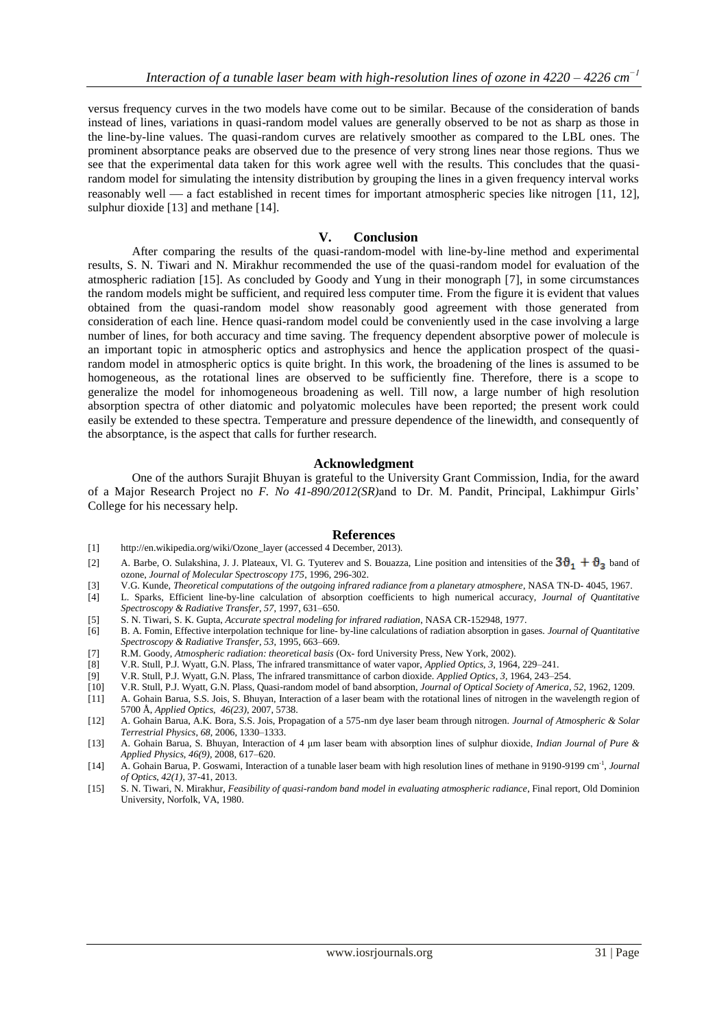versus frequency curves in the two models have come out to be similar. Because of the consideration of bands instead of lines, variations in quasi-random model values are generally observed to be not as sharp as those in the line-by-line values. The quasi-random curves are relatively smoother as compared to the LBL ones. The prominent absorptance peaks are observed due to the presence of very strong lines near those regions. Thus we see that the experimental data taken for this work agree well with the results. This concludes that the quasi-random model for simulating the intensity distribution by grouping the lines in a given frequency interval works reasonably well — a fact established in recent times for important atmospheric species like nitrogen [11, 12], sulphur dioxide [13] and methane [14].

## V. Conclusion

After comparing the results of the quasi-random-model with line-by-line method and experimental results, S. N. Tiwari and N. Mirakhur recommended the use of the quasi-random model for evaluation of the atmospheric radiation [15]. As concluded by Goody and Yung in their monograph [7], in some circumstances the random models might be sufficient, and required less computer time. From the figure it is evident that values obtained from the quasi-random model show reasonably good agreement with those generated from consideration of each line. Hence quasi-random model could be conveniently used in the case involving a large number of lines, for both accuracy and time saving. The frequency dependent absorptive power of molecule is an important topic in atmospheric optics and astrophysics and hence the application prospect of the quasi-random model in atmospheric optics is quite bright. In this work, the broadening of the lines is assumed to be homogeneous, as the rotational lines are observed to be sufficiently fine. Therefore, there is a scope to generalize the model for inhomogeneous broadening as well. Till now, a large number of high resolution absorption spectra of other diatomic and polyatomic molecules have been reported; the present work could easily be extended to these spectra. Temperature and pressure dependence of the linewidth, and consequently of the absorptance, is the aspect that calls for further research.

## Acknowledgment

One of the authors Surajit Bhuyan is grateful to the University Grant Commission, India, for the award of a Major Research Project no *F. No 41-890/2012(SR)*and to Dr. M. Pandit, Principal, Lakhimpur Girls' College for his necessary help.

## References

[1] http://en.wikipedia.org/wiki/Ozone_layer (accessed 4 December, 2013).

[2] A. Barbe, O. Sulakshina, J. J. Plateaux, Vl. G. Tyuterev and S. Bouazza, Line position and intensities of the $3\vartheta_1 + \vartheta_3$ band of ozone, *Journal of Molecular Spectroscopy 175*, 1996, 296-302.

[3] V.G. Kunde, *Theoretical computations of the outgoing infrared radiance from a planetary atmosphere*, NASA TN-D- 4045, 1967.

[4] L. Sparks, Efficient line-by-line calculation of absorption coefficients to high numerical accuracy, *Journal of Quantitative Spectroscopy & Radiative Transfer, 57*, 1997, 631–650.

[5] S. N. Tiwari, S. K. Gupta, *Accurate spectral modeling for infrared radiation*, NASA CR-152948, 1977.

[6] B. A. Fomin, Effective interpolation technique for line- by-line calculations of radiation absorption in gases. *Journal of Quantitative Spectroscopy & Radiative Transfer, 53*, 1995, 663–669.

[7] R.M. Goody, *Atmospheric radiation: theoretical basis* (Ox- ford University Press, New York, 2002).

[8] V.R. Stull, P.J. Wyatt, G.N. Plass, The infrared transmittance of water vapor, *Applied Optics, 3*, 1964, 229–241.

[9] V.R. Stull, P.J. Wyatt, G.N. Plass, The infrared transmittance of carbon dioxide. *Applied Optics, 3*, 1964, 243–254.

[10] V.R. Stull, P.J. Wyatt, G.N. Plass, Quasi-random model of band absorption, *Journal of Optical Society of America, 52*, 1962, 1209.

[11] A. Gohain Barua, S.S. Jois, S. Bhuyan, Interaction of a laser beam with the rotational lines of nitrogen in the wavelength region of 5700 Å, *Applied Optics, 46(23)*, 2007, 5738.

[12] A. Gohain Barua, A.K. Bora, S.S. Jois, Propagation of a 575-nm dye laser beam through nitrogen. *Journal of Atmospheric & Solar Terrestrial Physics, 68*, 2006, 1330–1333.

[13] A. Gohain Barua, S. Bhuyan, Interaction of 4 μm laser beam with absorption lines of sulphur dioxide, *Indian Journal of Pure & Applied Physics, 46(9)*, 2008, 617–620.

[14] A. Gohain Barua, P. Goswami, Interaction of a tunable laser beam with high resolution lines of methane in 9190-9199 $cm^{-1}$, *Journal of Optics, 42(1)*, 37-41, 2013.

[15] S. N. Tiwari, N. Mirakhur, *Feasibility of quasi-random band model in evaluating atmospheric radiance*, Final report, Old Dominion University, Norfolk, VA, 1980.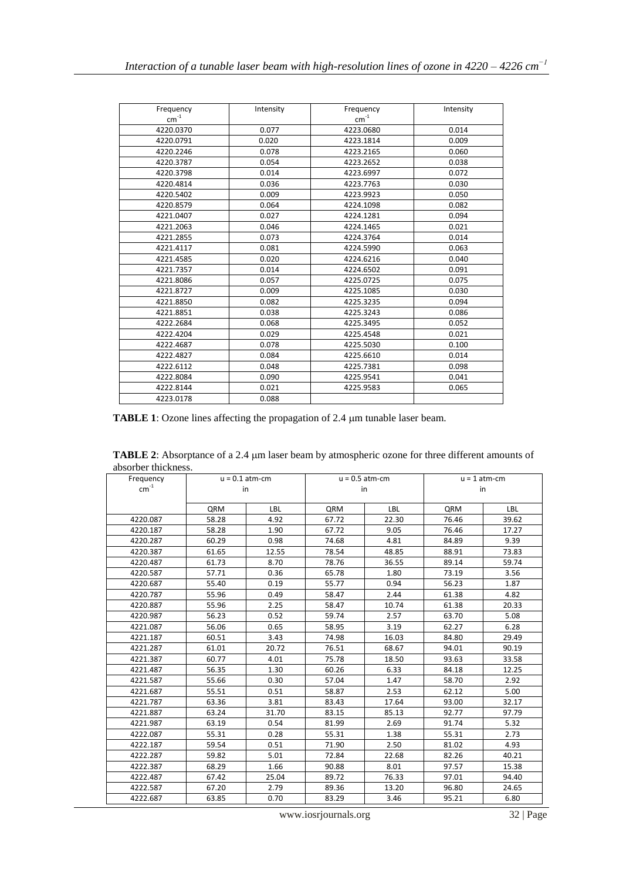| Frequency $cm^{-1}$ | Intensity | Frequency $cm^{-1}$ | Intensity |
|---|---|---|---|
| 4220.0370 | 0.077 | 4223.0680 | 0.014 |
| 4220.0791 | 0.020 | 4223.1814 | 0.009 |
| 4220.2246 | 0.078 | 4223.2165 | 0.060 |
| 4220.3787 | 0.054 | 4223.2652 | 0.038 |
| 4220.3798 | 0.014 | 4223.6997 | 0.072 |
| 4220.4814 | 0.036 | 4223.7763 | 0.030 |
| 4220.5402 | 0.009 | 4223.9923 | 0.050 |
| 4220.8579 | 0.064 | 4224.1098 | 0.082 |
| 4221.0407 | 0.027 | 4224.1281 | 0.094 |
| 4221.2063 | 0.046 | 4224.1465 | 0.021 |
| 4221.2855 | 0.073 | 4224.3764 | 0.014 |
| 4221.4117 | 0.081 | 4224.5990 | 0.063 |
| 4221.4585 | 0.020 | 4224.6216 | 0.040 |
| 4221.7357 | 0.014 | 4224.6502 | 0.091 |
| 4221.8086 | 0.057 | 4225.0725 | 0.075 |
| 4221.8727 | 0.009 | 4225.1085 | 0.030 |
| 4221.8850 | 0.082 | 4225.3235 | 0.094 |
| 4221.8851 | 0.038 | 4225.3243 | 0.086 |
| 4222.2684 | 0.068 | 4225.3495 | 0.052 |
| 4222.4204 | 0.029 | 4225.4548 | 0.021 |
| 4222.4687 | 0.078 | 4225.5030 | 0.100 |
| 4222.4827 | 0.084 | 4225.6610 | 0.014 |
| 4222.6112 | 0.048 | 4225.7381 | 0.098 |
| 4222.8084 | 0.090 | 4225.9541 | 0.041 |
| 4222.8144 | 0.021 | 4225.9583 | 0.065 |
| 4223.0178 | 0.088 | | |

**TABLE 1**: Ozone lines affecting the propagation of 2.4 μm tunable laser beam.

**TABLE 2**: Absorptance of a 2.4 μm laser beam by atmospheric ozone for three different amounts of absorber thickness.

| Frequency $cm^{-1}$ | u = 0.1 atm-cm in | | u = 0.5 atm-cm in | | u = 1 atm-cm in | |
|---|---|---|---|---|---|---|
| | QRM | LBL | QRM | LBL | QRM | LBL |
| 4220.087 | 58.28 | 4.92 | 67.72 | 22.30 | 76.46 | 39.62 |
| 4220.187 | 58.28 | 1.90 | 67.72 | 9.05 | 76.46 | 17.27 |
| 4220.287 | 60.29 | 0.98 | 74.68 | 4.81 | 84.89 | 9.39 |
| 4220.387 | 61.65 | 12.55 | 78.54 | 48.85 | 88.91 | 73.83 |
| 4220.487 | 61.73 | 8.70 | 78.76 | 36.55 | 89.14 | 59.74 |
| 4220.587 | 57.71 | 0.36 | 65.78 | 1.80 | 73.19 | 3.56 |
| 4220.687 | 55.40 | 0.19 | 55.77 | 0.94 | 56.23 | 1.87 |
| 4220.787 | 55.96 | 0.49 | 58.47 | 2.44 | 61.38 | 4.82 |
| 4220.887 | 55.96 | 2.25 | 58.47 | 10.74 | 61.38 | 20.33 |
| 4220.987 | 56.23 | 0.52 | 59.74 | 2.57 | 63.70 | 5.08 |
| 4221.087 | 56.06 | 0.65 | 58.95 | 3.19 | 62.27 | 6.28 |
| 4221.187 | 60.51 | 3.43 | 74.98 | 16.03 | 84.80 | 29.49 |
| 4221.287 | 61.01 | 20.72 | 76.51 | 68.67 | 94.01 | 90.19 |
| 4221.387 | 60.77 | 4.01 | 75.78 | 18.50 | 93.63 | 33.58 |
| 4221.487 | 56.35 | 1.30 | 60.26 | 6.33 | 84.18 | 12.25 |
| 4221.587 | 55.66 | 0.30 | 57.04 | 1.47 | 58.70 | 2.92 |
| 4221.687 | 55.51 | 0.51 | 58.87 | 2.53 | 62.12 | 5.00 |
| 4221.787 | 63.36 | 3.81 | 83.43 | 17.64 | 93.00 | 32.17 |
| 4221.887 | 63.24 | 31.70 | 83.15 | 85.13 | 92.77 | 97.79 |
| 4221.987 | 63.19 | 0.54 | 81.99 | 2.69 | 91.74 | 5.32 |
| 4222.087 | 55.31 | 0.28 | 55.31 | 1.38 | 55.31 | 2.73 |
| 4222.187 | 59.54 | 0.51 | 71.90 | 2.50 | 81.02 | 4.93 |
| 4222.287 | 59.82 | 5.01 | 72.84 | 22.68 | 82.26 | 40.21 |
| 4222.387 | 68.29 | 1.66 | 90.88 | 8.01 | 97.57 | 15.38 |
| 4222.487 | 67.42 | 25.04 | 89.72 | 76.33 | 97.01 | 94.40 |
| 4222.587 | 67.20 | 2.79 | 89.36 | 13.20 | 96.80 | 24.65 |
| 4222.687 | 63.85 | 0.70 | 83.29 | 3.46 | 95.21 | 6.80 |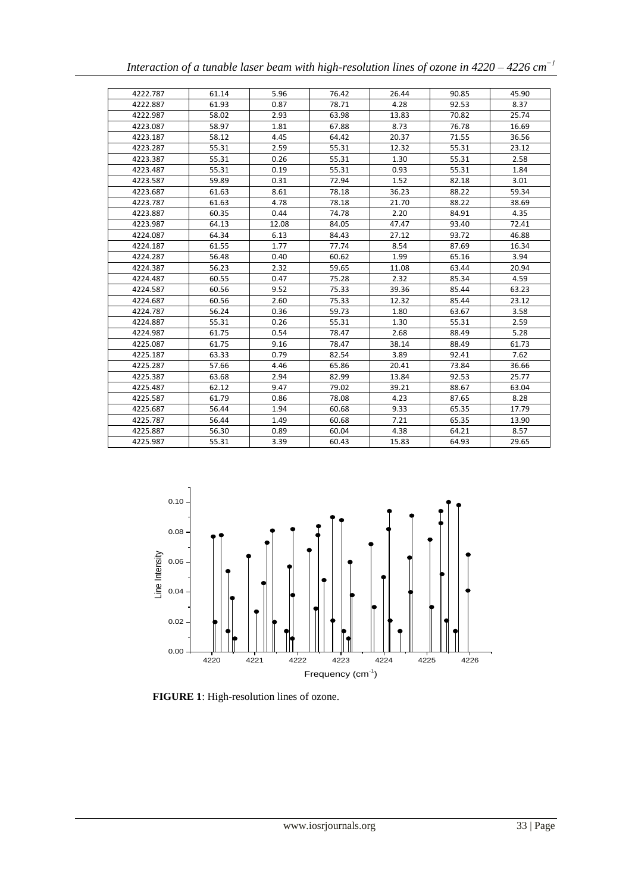| | | | | | | |
|---|---|---|---|---|---|---|
| 4222.787 | 61.14 | 5.96 | 76.42 | 26.44 | 90.85 | 45.90 |
| 4222.887 | 61.93 | 0.87 | 78.71 | 4.28 | 92.53 | 8.37 |
| 4222.987 | 58.02 | 2.93 | 63.98 | 13.83 | 70.82 | 25.74 |
| 4223.087 | 58.97 | 1.81 | 67.88 | 8.73 | 76.78 | 16.69 |
| 4223.187 | 58.12 | 4.45 | 64.42 | 20.37 | 71.55 | 36.56 |
| 4223.287 | 55.31 | 2.59 | 55.31 | 12.32 | 55.31 | 23.12 |
| 4223.387 | 55.31 | 0.26 | 55.31 | 1.30 | 55.31 | 2.58 |
| 4223.487 | 55.31 | 0.19 | 55.31 | 0.93 | 55.31 | 1.84 |
| 4223.587 | 59.89 | 0.31 | 72.94 | 1.52 | 82.18 | 3.01 |
| 4223.687 | 61.63 | 8.61 | 78.18 | 36.23 | 88.22 | 59.34 |
| 4223.787 | 61.63 | 4.78 | 78.18 | 21.70 | 88.22 | 38.69 |
| 4223.887 | 60.35 | 0.44 | 74.78 | 2.20 | 84.91 | 4.35 |
| 4223.987 | 64.13 | 12.08 | 84.05 | 47.47 | 93.40 | 72.41 |
| 4224.087 | 64.34 | 6.13 | 84.43 | 27.12 | 93.72 | 46.88 |
| 4224.187 | 61.55 | 1.77 | 77.74 | 8.54 | 87.69 | 16.34 |
| 4224.287 | 56.48 | 0.40 | 60.62 | 1.99 | 65.16 | 3.94 |
| 4224.387 | 56.23 | 2.32 | 59.65 | 11.08 | 63.44 | 20.94 |
| 4224.487 | 60.55 | 0.47 | 75.28 | 2.32 | 85.34 | 4.59 |
| 4224.587 | 60.56 | 9.52 | 75.33 | 39.36 | 85.44 | 63.23 |
| 4224.687 | 60.56 | 2.60 | 75.33 | 12.32 | 85.44 | 23.12 |
| 4224.787 | 56.24 | 0.36 | 59.73 | 1.80 | 63.67 | 3.58 |
| 4224.887 | 55.31 | 0.26 | 55.31 | 1.30 | 55.31 | 2.59 |
| 4224.987 | 61.75 | 0.54 | 78.47 | 2.68 | 88.49 | 5.28 |
| 4225.087 | 61.75 | 9.16 | 78.47 | 38.14 | 88.49 | 61.73 |
| 4225.187 | 63.33 | 0.79 | 82.54 | 3.89 | 92.41 | 7.62 |
| 4225.287 | 57.66 | 4.46 | 65.86 | 20.41 | 73.84 | 36.66 |
| 4225.387 | 63.68 | 2.94 | 82.99 | 13.84 | 92.53 | 25.77 |
| 4225.487 | 62.12 | 9.47 | 79.02 | 39.21 | 88.67 | 63.04 |
| 4225.587 | 61.79 | 0.86 | 78.08 | 4.23 | 87.65 | 8.28 |
| 4225.687 | 56.44 | 1.94 | 60.68 | 9.33 | 65.35 | 17.79 |
| 4225.787 | 56.44 | 1.49 | 60.68 | 7.21 | 65.35 | 13.90 |
| 4225.887 | 56.30 | 0.89 | 60.04 | 4.38 | 64.21 | 8.57 |
| 4225.987 | 55.31 | 3.39 | 60.43 | 15.83 | 64.93 | 29.65 |

**FIGURE 1**: High-resolution lines of ozone.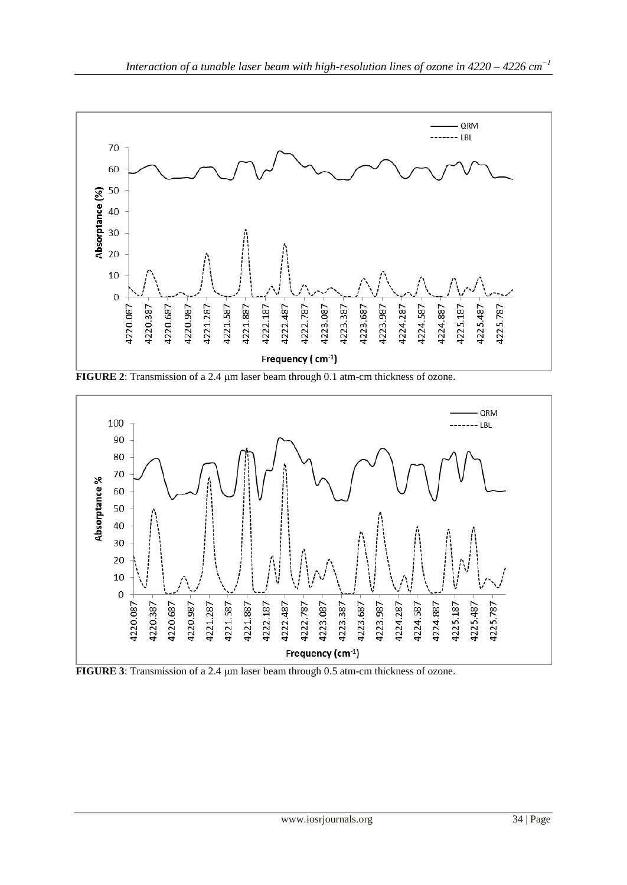FIGURE 2: Transmission of a 2.4 μm laser beam through 0.1 atm-cm thickness of ozone.

FIGURE 3: Transmission of a 2.4 μm laser beam through 0.5 atm-cm thickness of ozone.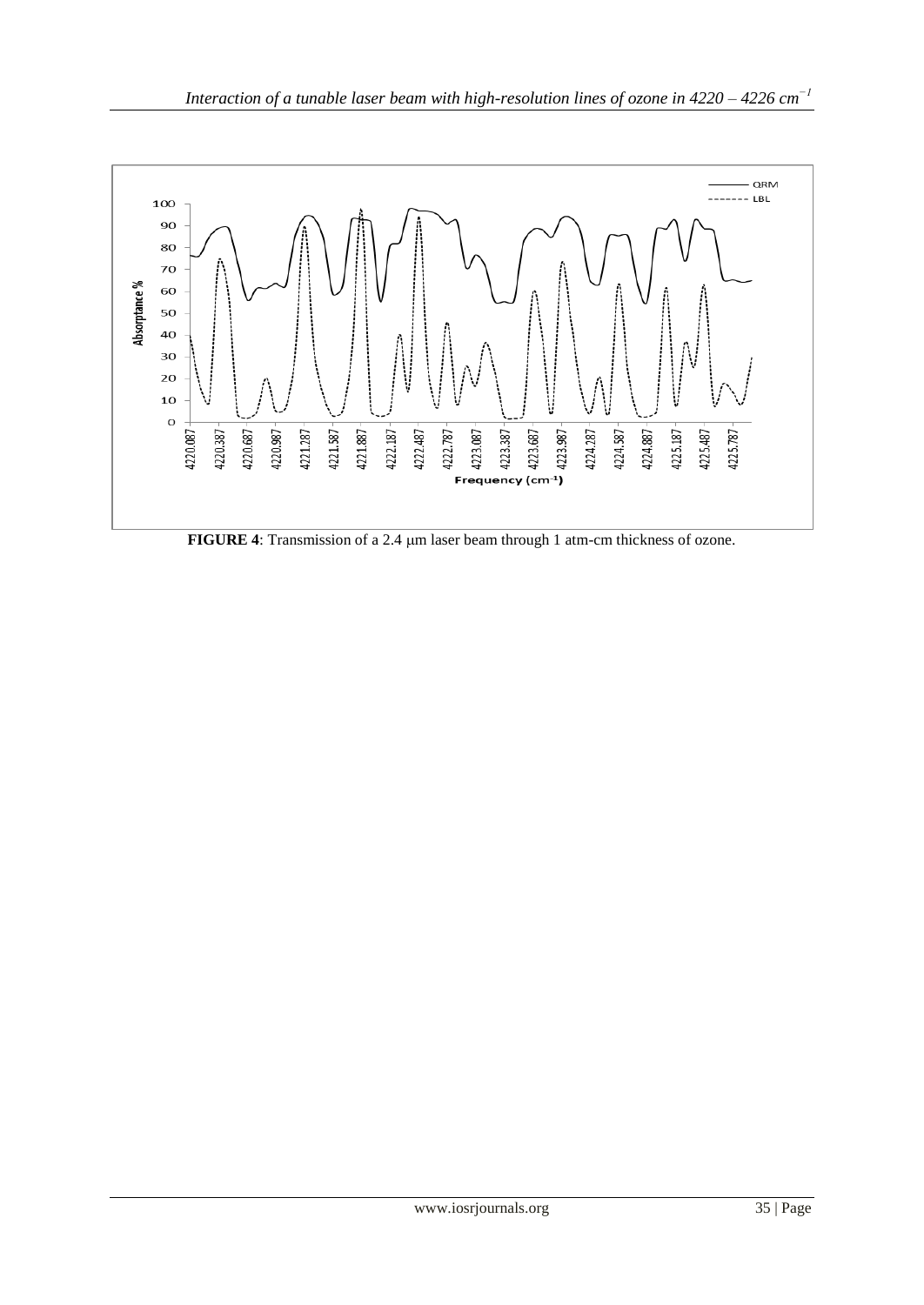QRM

LBL

Absorptance %

100
90
80
70
60
50
40
30
20
10
0

4220.087
4220.387
4220.687
4220.987
4221.287
4221.587
4221.887
4222.187
4222.487
4222.787
4223.087
4223.387
4223.687
4223.987
4224.287
4224.587
4224.887
4225.187
4225.487
4225.787

Frequency (cm$^{-1}$)

**FIGURE 4**: Transmission of a 2.4 μm laser beam through 1 atm-cm thickness of ozone.